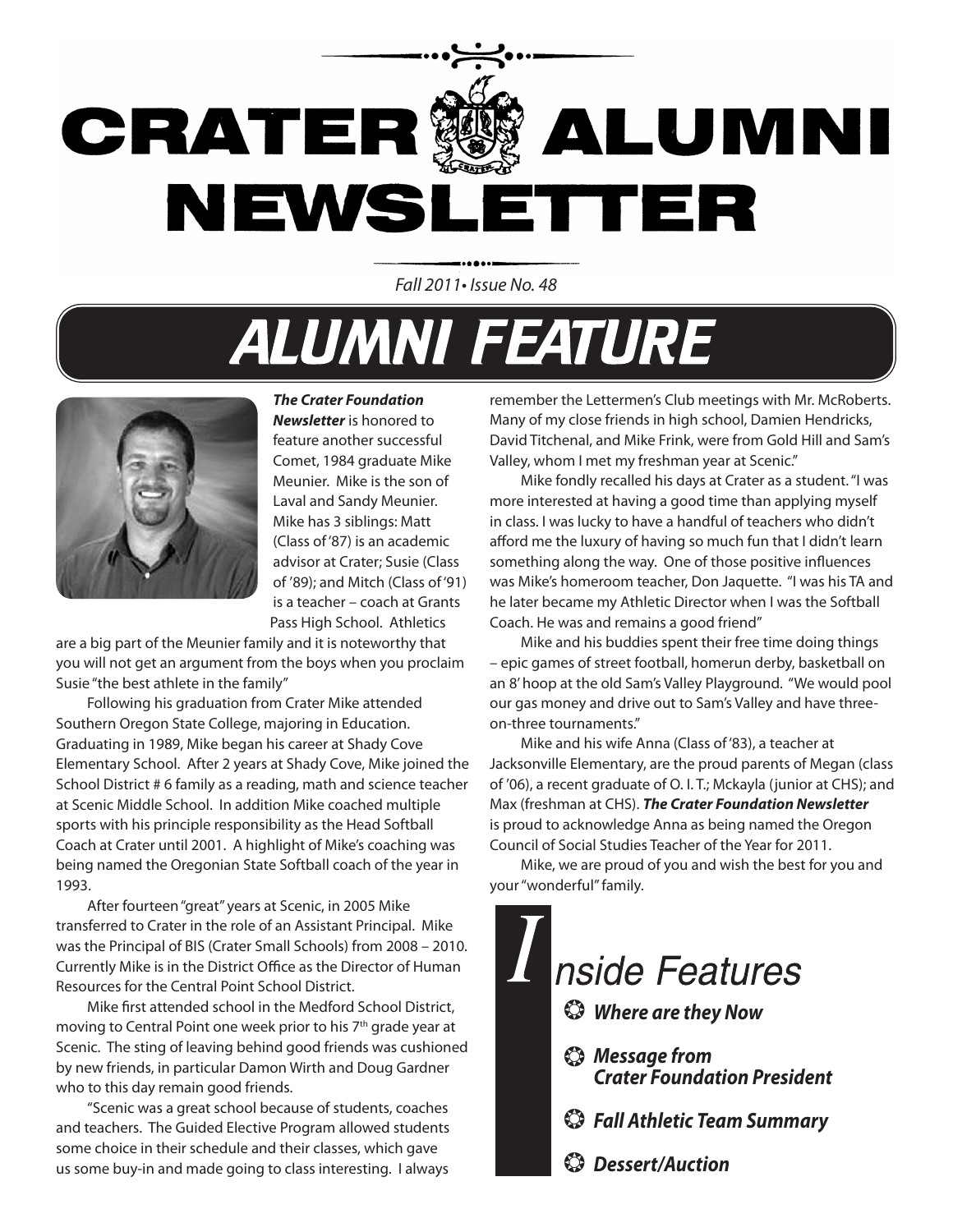# CRATER ALUMNI NEWSLETTER

*Fall 2011• Issue No. 48*

## ALUMNI FEATURE

***The Crater Foundation Newsletter*** is honored to feature another successful Comet, 1984 graduate Mike Meunier. Mike is the son of Laval and Sandy Meunier. Mike has 3 siblings: Matt (Class of '87) is an academic advisor at Crater; Susie (Class of '89); and Mitch (Class of '91) is a teacher – coach at Grants Pass High School. Athletics are a big part of the Meunier family and it is noteworthy that you will not get an argument from the boys when you proclaim Susie "the best athlete in the family"

Following his graduation from Crater Mike attended Southern Oregon State College, majoring in Education. Graduating in 1989, Mike began his career at Shady Cove Elementary School. After 2 years at Shady Cove, Mike joined the School District # 6 family as a reading, math and science teacher at Scenic Middle School. In addition Mike coached multiple sports with his principle responsibility as the Head Softball Coach at Crater until 2001. A highlight of Mike's coaching was being named the Oregonian State Softball coach of the year in 1993.

After fourteen "great" years at Scenic, in 2005 Mike transferred to Crater in the role of an Assistant Principal. Mike was the Principal of BIS (Crater Small Schools) from 2008 – 2010. Currently Mike is in the District Office as the Director of Human Resources for the Central Point School District.

Mike first attended school in the Medford School District, moving to Central Point one week prior to his 7th grade year at Scenic. The sting of leaving behind good friends was cushioned by new friends, in particular Damon Wirth and Doug Gardner who to this day remain good friends.

"Scenic was a great school because of students, coaches and teachers. The Guided Elective Program allowed students some choice in their schedule and their classes, which gave us some buy-in and made going to class interesting. I always remember the Lettermen's Club meetings with Mr. McRoberts. Many of my close friends in high school, Damien Hendricks, David Titchenal, and Mike Frink, were from Gold Hill and Sam's Valley, whom I met my freshman year at Scenic."

Mike fondly recalled his days at Crater as a student. "I was more interested at having a good time than applying myself in class. I was lucky to have a handful of teachers who didn't afford me the luxury of having so much fun that I didn't learn something along the way. One of those positive influences was Mike's homeroom teacher, Don Jaquette. "I was his TA and he later became my Athletic Director when I was the Softball Coach. He was and remains a good friend"

Mike and his buddies spent their free time doing things – epic games of street football, homerun derby, basketball on an 8' hoop at the old Sam's Valley Playground. "We would pool our gas money and drive out to Sam's Valley and have three-on-three tournaments."

Mike and his wife Anna (Class of '83), a teacher at Jacksonville Elementary, are the proud parents of Megan (class of '06), a recent graduate of O. I. T.; Mckayla (junior at CHS); and Max (freshman at CHS). ***The Crater Foundation Newsletter*** is proud to acknowledge Anna as being named the Oregon Council of Social Studies Teacher of the Year for 2011.

Mike, we are proud of you and wish the best for you and your "wonderful" family.

## Inside Features

- ***Where are they Now***
- ***Message from Crater Foundation President***
- ***Fall Athletic Team Summary***
- ***Dessert/Auction***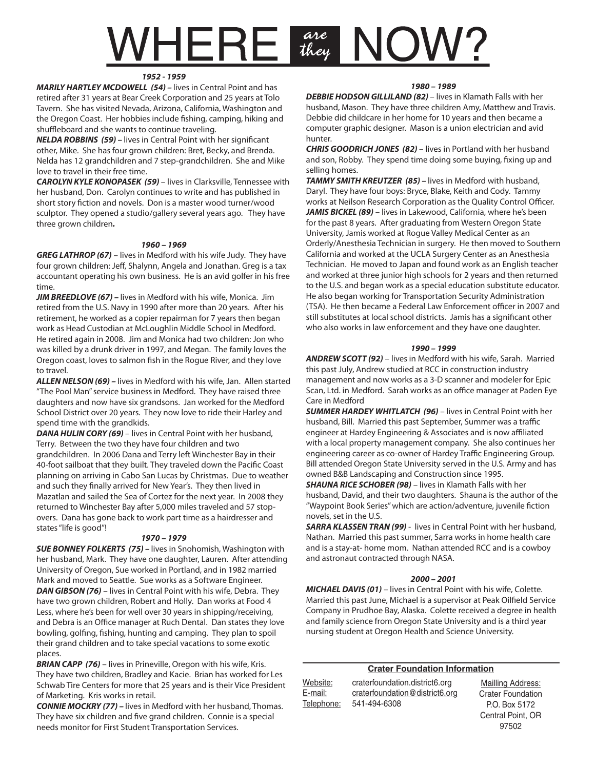# WHERE *are they* NOW?

***1952 - 1959***

***MARILY HARTLEY MCDOWELL (54) –*** lives in Central Point and has retired after 31 years at Bear Creek Corporation and 25 years at Tolo Tavern. She has visited Nevada, Arizona, California, Washington and the Oregon Coast. Her hobbies include fishing, camping, hiking and shuffleboard and she wants to continue traveling.

***NELDA ROBBINS (59) –*** lives in Central Point with her significant other, Mike. She has four grown children: Bret, Becky, and Brenda. Nelda has 12 grandchildren and 7 step-grandchildren. She and Mike love to travel in their free time.

***CAROLYN KYLE KONOPASEK (59)*** – lives in Clarksville, Tennessee with her husband, Don. Carolyn continues to write and has published in short story fiction and novels. Don is a master wood turner/wood sculptor. They opened a studio/gallery several years ago. They have three grown children**.**

***1960 – 1969***

***GREG LATHROP (67)*** – lives in Medford with his wife Judy. They have four grown children: Jeff, Shalynn, Angela and Jonathan. Greg is a tax accountant operating his own business. He is an avid golfer in his free time.

***JIM BREEDLOVE (67) –*** lives in Medford with his wife, Monica. Jim retired from the U.S. Navy in 1990 after more than 20 years. After his retirement, he worked as a copier repairman for 7 years then began work as Head Custodian at McLoughlin Middle School in Medford. He retired again in 2008. Jim and Monica had two children: Jon who was killed by a drunk driver in 1997, and Megan. The family loves the Oregon coast, loves to salmon fish in the Rogue River, and they love to travel.

***ALLEN NELSON (69) –*** lives in Medford with his wife, Jan. Allen started "The Pool Man" service business in Medford. They have raised three daughters and now have six grandsons. Jan worked for the Medford School District over 20 years. They now love to ride their Harley and spend time with the grandkids.

***DANA HULIN CORY (69)*** – lives in Central Point with her husband, Terry. Between the two they have four children and two grandchildren. In 2006 Dana and Terry left Winchester Bay in their 40-foot sailboat that they built. They traveled down the Pacific Coast planning on arriving in Cabo San Lucas by Christmas. Due to weather and such they finally arrived for New Year's. They then lived in Mazatlan and sailed the Sea of Cortez for the next year. In 2008 they returned to Winchester Bay after 5,000 miles traveled and 57 stop-overs. Dana has gone back to work part time as a hairdresser and states "life is good"!

***1970 – 1979***

***SUE BONNEY FOLKERTS (75) –*** lives in Snohomish, Washington with her husband, Mark. They have one daughter, Lauren. After attending University of Oregon, Sue worked in Portland, and in 1982 married Mark and moved to Seattle. Sue works as a Software Engineer.

***DAN GIBSON (76)*** – lives in Central Point with his wife, Debra. They have two grown children, Robert and Holly. Dan works at Food 4 Less, where he's been for well over 30 years in shipping/receiving, and Debra is an Office manager at Ruch Dental. Dan states they love bowling, golfing, fishing, hunting and camping. They plan to spoil their grand children and to take special vacations to some exotic places.

***BRIAN CAPP (76)*** – lives in Prineville, Oregon with his wife, Kris. They have two children, Bradley and Kacie. Brian has worked for Les Schwab Tire Centers for more that 25 years and is their Vice President of Marketing. Kris works in retail.

***CONNIE MOCKRY (77) –*** lives in Medford with her husband, Thomas. They have six children and five grand children. Connie is a special needs monitor for First Student Transportation Services.

***1980 – 1989***

***DEBBIE HODSON GILLILAND (82)*** – lives in Klamath Falls with her husband, Mason. They have three children Amy, Matthew and Travis. Debbie did childcare in her home for 10 years and then became a computer graphic designer. Mason is a union electrician and avid hunter.

***CHRIS GOODRICH JONES (82)*** – lives in Portland with her husband and son, Robby. They spend time doing some buying, fixing up and selling homes.

***TAMMY SMITH KREUTZER (85) –*** lives in Medford with husband, Daryl. They have four boys: Bryce, Blake, Keith and Cody. Tammy works at Neilson Research Corporation as the Quality Control Officer.

***JAMIS BICKEL (89)*** – lives in Lakewood, California, where he's been for the past 8 years. After graduating from Western Oregon State University, Jamis worked at Rogue Valley Medical Center as an Orderly/Anesthesia Technician in surgery. He then moved to Southern California and worked at the UCLA Surgery Center as an Anesthesia Technician. He moved to Japan and found work as an English teacher and worked at three junior high schools for 2 years and then returned to the U.S. and began work as a special education substitute educator. He also began working for Transportation Security Administration (TSA). He then became a Federal Law Enforcement officer in 2007 and still substitutes at local school districts. Jamis has a significant other who also works in law enforcement and they have one daughter.

***1990 – 1999***

***ANDREW SCOTT (92)*** – lives in Medford with his wife, Sarah. Married this past July, Andrew studied at RCC in construction industry management and now works as a 3-D scanner and modeler for Epic Scan, Ltd. in Medford. Sarah works as an office manager at Paden Eye Care in Medford

***SUMMER HARDEY WHITLATCH (96)*** – lives in Central Point with her husband, Bill. Married this past September, Summer was a traffic engineer at Hardey Engineering & Associates and is now affiliated with a local property management company. She also continues her engineering career as co-owner of Hardey Traffic Engineering Group. Bill attended Oregon State University served in the U.S. Army and has owned B&B Landscaping and Construction since 1995.

***SHAUNA RICE SCHOBER (98)*** – lives in Klamath Falls with her husband, David, and their two daughters. Shauna is the author of the "Waypoint Book Series" which are action/adventure, juvenile fiction novels, set in the U.S.

***SARRA KLASSEN TRAN (99)*** - lives in Central Point with her husband, Nathan. Married this past summer, Sarra works in home health care and is a stay-at- home mom. Nathan attended RCC and is a cowboy and astronaut contracted through NASA.

***2000 – 2001***

***MICHAEL DAVIS (01)*** – lives in Central Point with his wife, Colette. Married this past June, Michael is a supervisor at Peak Oilfield Service Company in Prudhoe Bay, Alaska. Colette received a degree in health and family science from Oregon State University and is a third year nursing student at Oregon Health and Science University.

**Crater Foundation Information**

Website: craterfoundation.district6.org
E-mail: craterfoundation@district6.org
Telephone: 541-494-6308

Mailling Address:
Crater Foundation
P.O. Box 5172
Central Point, OR
97502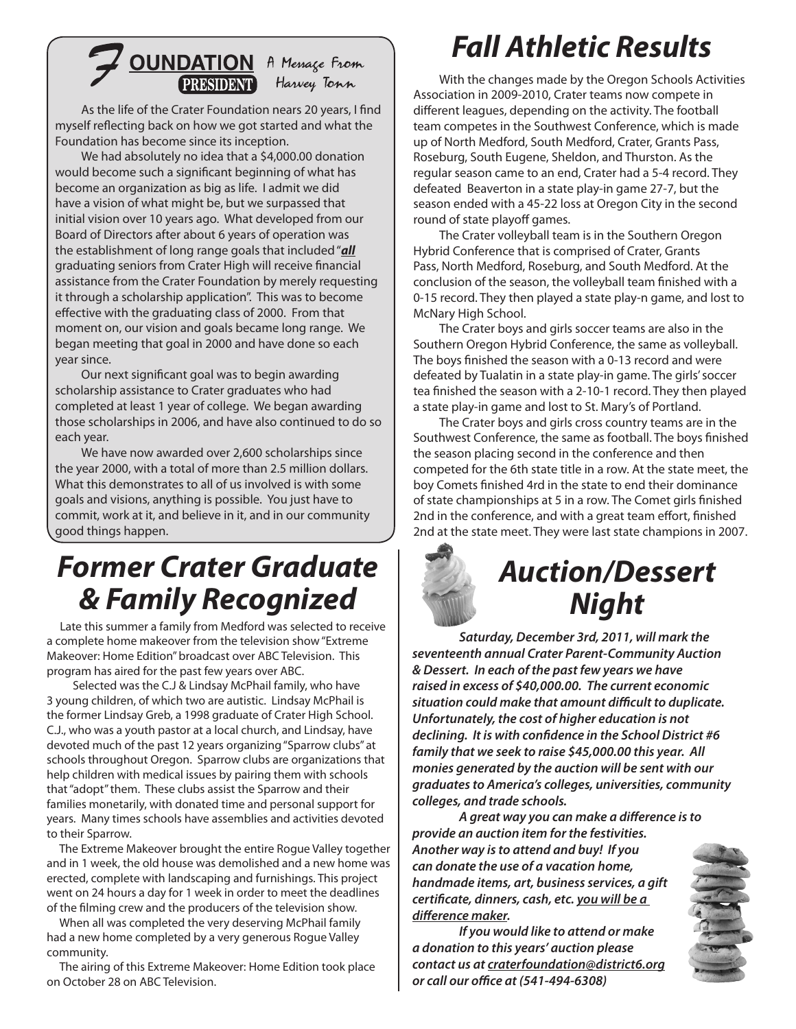## FOUNDATION PRESIDENT

A Message From Harvey Tonn

As the life of the Crater Foundation nears 20 years, I find myself reflecting back on how we got started and what the Foundation has become since its inception.

We had absolutely no idea that a $4,000.00 donation would become such a significant beginning of what has become an organization as big as life. I admit we did have a vision of what might be, but we surpassed that initial vision over 10 years ago. What developed from our Board of Directors after about 6 years of operation was the establishment of long range goals that included "***all*** graduating seniors from Crater High will receive financial assistance from the Crater Foundation by merely requesting it through a scholarship application". This was to become effective with the graduating class of 2000. From that moment on, our vision and goals became long range. We began meeting that goal in 2000 and have done so each year since.

Our next significant goal was to begin awarding scholarship assistance to Crater graduates who had completed at least 1 year of college. We began awarding those scholarships in 2006, and have also continued to do so each year.

We have now awarded over 2,600 scholarships since the year 2000, with a total of more than 2.5 million dollars. What this demonstrates to all of us involved is with some goals and visions, anything is possible. You just have to commit, work at it, and believe in it, and in our community good things happen.

# Former Crater Graduate & Family Recognized

Late this summer a family from Medford was selected to receive a complete home makeover from the television show "Extreme Makeover: Home Edition" broadcast over ABC Television. This program has aired for the past few years over ABC.

Selected was the C.J & Lindsay McPhail family, who have 3 young children, of which two are autistic. Lindsay McPhail is the former Lindsay Greb, a 1998 graduate of Crater High School. C.J., who was a youth pastor at a local church, and Lindsay, have devoted much of the past 12 years organizing "Sparrow clubs" at schools throughout Oregon. Sparrow clubs are organizations that help children with medical issues by pairing them with schools that "adopt" them. These clubs assist the Sparrow and their families monetarily, with donated time and personal support for years. Many times schools have assemblies and activities devoted to their Sparrow.

The Extreme Makeover brought the entire Rogue Valley together and in 1 week, the old house was demolished and a new home was erected, complete with landscaping and furnishings. This project went on 24 hours a day for 1 week in order to meet the deadlines of the filming crew and the producers of the television show.

When all was completed the very deserving McPhail family had a new home completed by a very generous Rogue Valley community.

The airing of this Extreme Makeover: Home Edition took place on October 28 on ABC Television.

# Fall Athletic Results

With the changes made by the Oregon Schools Activities Association in 2009-2010, Crater teams now compete in different leagues, depending on the activity. The football team competes in the Southwest Conference, which is made up of North Medford, South Medford, Crater, Grants Pass, Roseburg, South Eugene, Sheldon, and Thurston. As the regular season came to an end, Crater had a 5-4 record. They defeated Beaverton in a state play-in game 27-7, but the season ended with a 45-22 loss at Oregon City in the second round of state playoff games.

The Crater volleyball team is in the Southern Oregon Hybrid Conference that is comprised of Crater, Grants Pass, North Medford, Roseburg, and South Medford. At the conclusion of the season, the volleyball team finished with a 0-15 record. They then played a state play-n game, and lost to McNary High School.

The Crater boys and girls soccer teams are also in the Southern Oregon Hybrid Conference, the same as volleyball. The boys finished the season with a 0-13 record and were defeated by Tualatin in a state play-in game. The girls' soccer tea finished the season with a 2-10-1 record. They then played a state play-in game and lost to St. Mary's of Portland.

The Crater boys and girls cross country teams are in the Southwest Conference, the same as football. The boys finished the season placing second in the conference and then competed for the 6th state title in a row. At the state meet, the boy Comets finished 4rd in the state to end their dominance of state championships at 5 in a row. The Comet girls finished 2nd in the conference, and with a great team effort, finished 2nd at the state meet. They were last state champions in 2007.

# Auction/Dessert Night

***Saturday, December 3rd, 2011, will mark the seventeenth annual Crater Parent-Community Auction & Dessert. In each of the past few years we have raised in excess of $40,000.00. The current economic situation could make that amount difficult to duplicate. Unfortunately, the cost of higher education is not declining. It is with confidence in the School District #6 family that we seek to raise $45,000.00 this year. All monies generated by the auction will be sent with our graduates to America's colleges, universities, community colleges, and trade schools.***

***A great way you can make a difference is to provide an auction item for the festivities. Another way is to attend and buy! If you can donate the use of a vacation home, handmade items, art, business services, a gift certificate, dinners, cash, etc. you will be a difference maker.***

***If you would like to attend or make a donation to this years' auction please contact us at craterfoundation@district6.org or call our office at (541-494-6308)***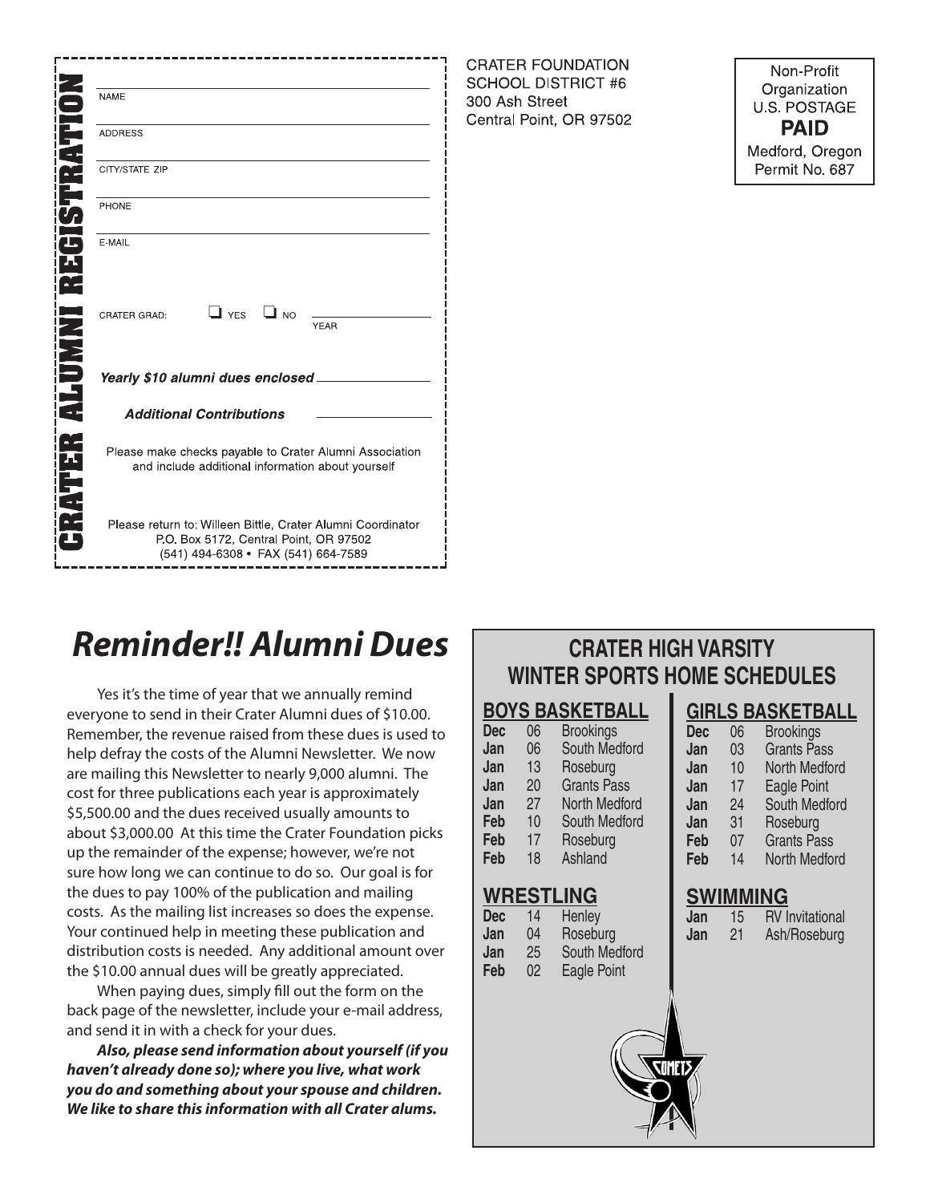## CRATER ALUMNI REGISTRATION

NAME

ADDRESS

CITY/STATE ZIP

PHONE

E-MAIL

CRATER GRAD: ❑ YES ❑ NO ______ YEAR

***Yearly $10 alumni dues enclosed*** ______

***Additional Contributions*** ______

Please make checks payable to Crater Alumni Association and include additional information about yourself

Please return to: Willeen Bittle, Crater Alumni Coordinator
P.O. Box 5172, Central Point, OR 97502
(541) 494-6308 • FAX (541) 664-7589

CRATER FOUNDATION
SCHOOL DISTRICT #6
300 Ash Street
Central Point, OR 97502

Non-Profit
Organization
U.S. POSTAGE
**PAID**
Medford, Oregon
Permit No. 687

# *Reminder!! Alumni Dues*

Yes it's the time of year that we annually remind everyone to send in their Crater Alumni dues of $10.00. Remember, the revenue raised from these dues is used to help defray the costs of the Alumni Newsletter. We now are mailing this Newsletter to nearly 9,000 alumni. The cost for three publications each year is approximately $5,500.00 and the dues received usually amounts to about $3,000.00 At this time the Crater Foundation picks up the remainder of the expense; however, we're not sure how long we can continue to do so. Our goal is for the dues to pay 100% of the publication and mailing costs. As the mailing list increases so does the expense. Your continued help in meeting these publication and distribution costs is needed. Any additional amount over the $10.00 annual dues will be greatly appreciated.

When paying dues, simply fill out the form on the back page of the newsletter, include your e-mail address, and send it in with a check for your dues.

***Also, please send information about yourself (if you haven't already done so); where you live, what work you do and something about your spouse and children. We like to share this information with all Crater alums.***

## CRATER HIGH VARSITY WINTER SPORTS HOME SCHEDULES

### BOYS BASKETBALL

| | | |
|---|---|---|
| **Dec** | 06 | Brookings |
| **Jan** | 06 | South Medford |
| **Jan** | 13 | Roseburg |
| **Jan** | 20 | Grants Pass |
| **Jan** | 27 | North Medford |
| **Feb** | 10 | South Medford |
| **Feb** | 17 | Roseburg |
| **Feb** | 18 | Ashland |

### WRESTLING

| | | |
|---|---|---|
| **Dec** | 14 | Henley |
| **Jan** | 04 | Roseburg |
| **Jan** | 25 | South Medford |
| **Feb** | 02 | Eagle Point |

### GIRLS BASKETBALL

| | | |
|---|---|---|
| **Dec** | 06 | Brookings |
| **Jan** | 03 | Grants Pass |
| **Jan** | 10 | North Medford |
| **Jan** | 17 | Eagle Point |
| **Jan** | 24 | South Medford |
| **Jan** | 31 | Roseburg |
| **Feb** | 07 | Grants Pass |
| **Feb** | 14 | North Medford |

### SWIMMING

| | | |
|---|---|---|
| **Jan** | 15 | RV Invitational |
| **Jan** | 21 | Ash/Roseburg |

COMETS